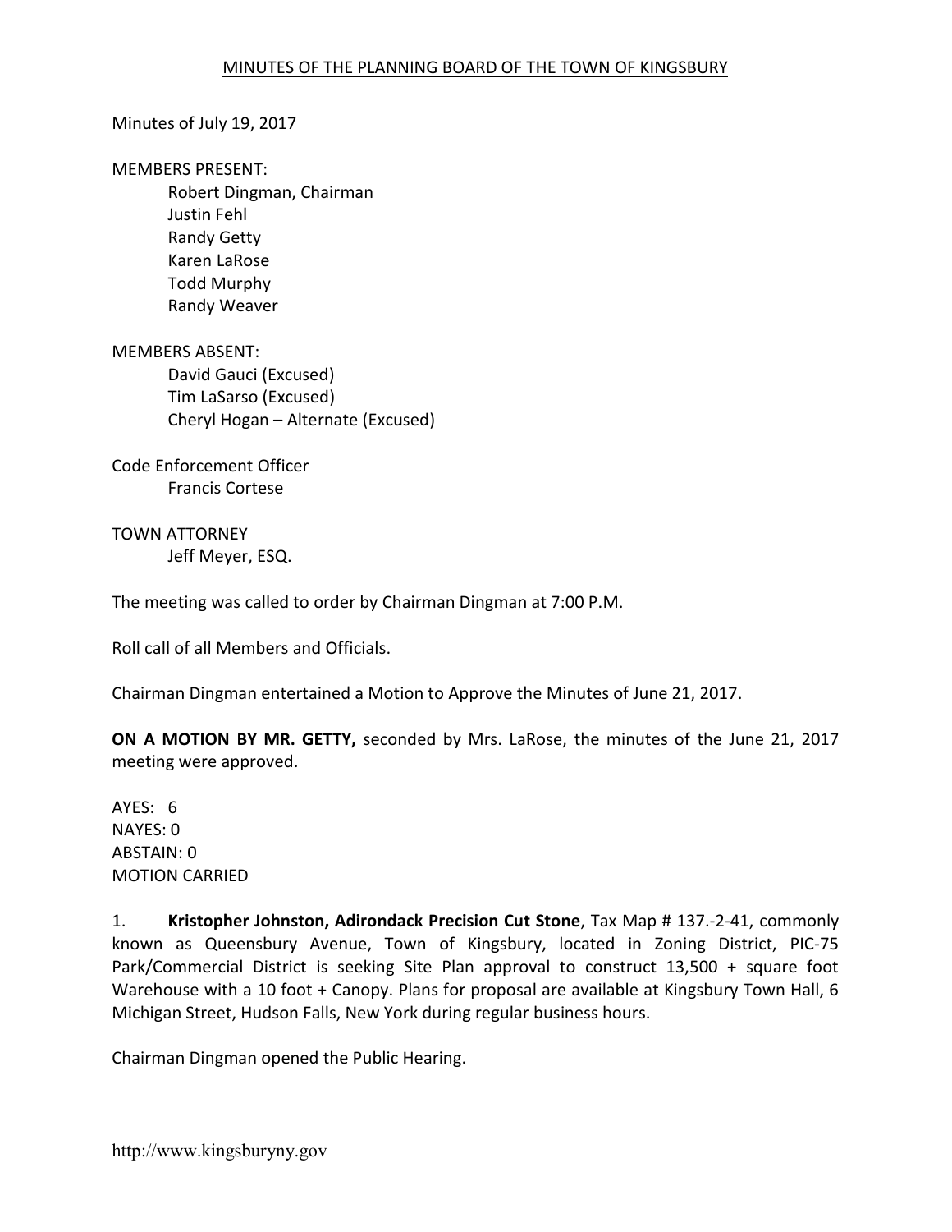# MINUTES OF THE PLANNING BOARD OF THE TOWN OF KINGSBURY

Minutes of July 19, 2017

MEMBERS PRESENT:

Robert Dingman, Chairman
Justin Fehl
Randy Getty
Karen LaRose
Todd Murphy
Randy Weaver

MEMBERS ABSENT:

David Gauci (Excused)
Tim LaSarso (Excused)
Cheryl Hogan – Alternate (Excused)

Code Enforcement Officer

Francis Cortese

TOWN ATTORNEY

Jeff Meyer, ESQ.

The meeting was called to order by Chairman Dingman at 7:00 P.M.

Roll call of all Members and Officials.

Chairman Dingman entertained a Motion to Approve the Minutes of June 21, 2017.

**ON A MOTION BY MR. GETTY,** seconded by Mrs. LaRose, the minutes of the June 21, 2017 meeting were approved.

AYES: 6
NAYES: 0
ABSTAIN: 0
MOTION CARRIED

1. **Kristopher Johnston, Adirondack Precision Cut Stone**, Tax Map # 137.-2-41, commonly known as Queensbury Avenue, Town of Kingsbury, located in Zoning District, PIC-75 Park/Commercial District is seeking Site Plan approval to construct 13,500 + square foot Warehouse with a 10 foot + Canopy. Plans for proposal are available at Kingsbury Town Hall, 6 Michigan Street, Hudson Falls, New York during regular business hours.

Chairman Dingman opened the Public Hearing.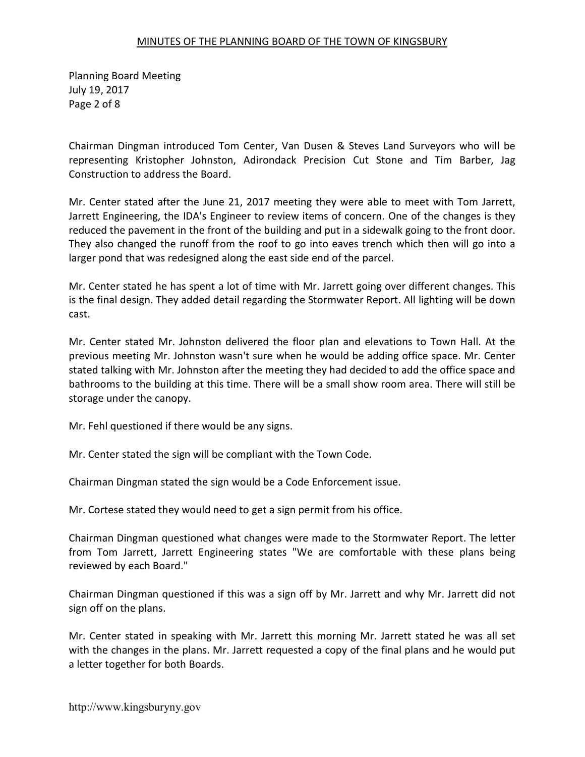Chairman Dingman introduced Tom Center, Van Dusen & Steves Land Surveyors who will be representing Kristopher Johnston, Adirondack Precision Cut Stone and Tim Barber, Jag Construction to address the Board.

Mr. Center stated after the June 21, 2017 meeting they were able to meet with Tom Jarrett, Jarrett Engineering, the IDA's Engineer to review items of concern. One of the changes is they reduced the pavement in the front of the building and put in a sidewalk going to the front door. They also changed the runoff from the roof to go into eaves trench which then will go into a larger pond that was redesigned along the east side end of the parcel.

Mr. Center stated he has spent a lot of time with Mr. Jarrett going over different changes. This is the final design. They added detail regarding the Stormwater Report. All lighting will be down cast.

Mr. Center stated Mr. Johnston delivered the floor plan and elevations to Town Hall. At the previous meeting Mr. Johnston wasn't sure when he would be adding office space. Mr. Center stated talking with Mr. Johnston after the meeting they had decided to add the office space and bathrooms to the building at this time. There will be a small show room area. There will still be storage under the canopy.

Mr. Fehl questioned if there would be any signs.

Mr. Center stated the sign will be compliant with the Town Code.

Chairman Dingman stated the sign would be a Code Enforcement issue.

Mr. Cortese stated they would need to get a sign permit from his office.

Chairman Dingman questioned what changes were made to the Stormwater Report. The letter from Tom Jarrett, Jarrett Engineering states "We are comfortable with these plans being reviewed by each Board."

Chairman Dingman questioned if this was a sign off by Mr. Jarrett and why Mr. Jarrett did not sign off on the plans.

Mr. Center stated in speaking with Mr. Jarrett this morning Mr. Jarrett stated he was all set with the changes in the plans. Mr. Jarrett requested a copy of the final plans and he would put a letter together for both Boards.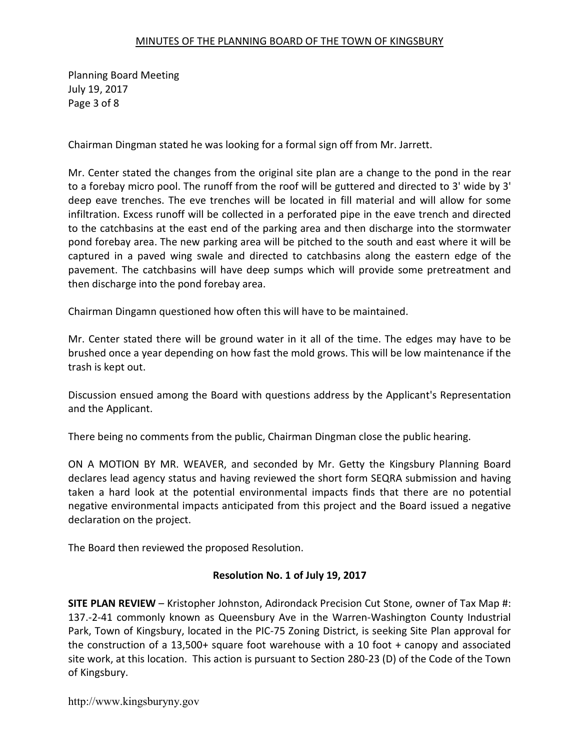Chairman Dingman stated he was looking for a formal sign off from Mr. Jarrett.

Mr. Center stated the changes from the original site plan are a change to the pond in the rear to a forebay micro pool. The runoff from the roof will be guttered and directed to 3' wide by 3' deep eave trenches. The eve trenches will be located in fill material and will allow for some infiltration. Excess runoff will be collected in a perforated pipe in the eave trench and directed to the catchbasins at the east end of the parking area and then discharge into the stormwater pond forebay area. The new parking area will be pitched to the south and east where it will be captured in a paved wing swale and directed to catchbasins along the eastern edge of the pavement. The catchbasins will have deep sumps which will provide some pretreatment and then discharge into the pond forebay area.

Chairman Dingamn questioned how often this will have to be maintained.

Mr. Center stated there will be ground water in it all of the time. The edges may have to be brushed once a year depending on how fast the mold grows. This will be low maintenance if the trash is kept out.

Discussion ensued among the Board with questions address by the Applicant's Representation and the Applicant.

There being no comments from the public, Chairman Dingman close the public hearing.

ON A MOTION BY MR. WEAVER, and seconded by Mr. Getty the Kingsbury Planning Board declares lead agency status and having reviewed the short form SEQRA submission and having taken a hard look at the potential environmental impacts finds that there are no potential negative environmental impacts anticipated from this project and the Board issued a negative declaration on the project.

The Board then reviewed the proposed Resolution.

**Resolution No. 1 of July 19, 2017**

**SITE PLAN REVIEW** – Kristopher Johnston, Adirondack Precision Cut Stone, owner of Tax Map #: 137.-2-41 commonly known as Queensbury Ave in the Warren-Washington County Industrial Park, Town of Kingsbury, located in the PIC-75 Zoning District, is seeking Site Plan approval for the construction of a 13,500+ square foot warehouse with a 10 foot + canopy and associated site work, at this location. This action is pursuant to Section 280-23 (D) of the Code of the Town of Kingsbury.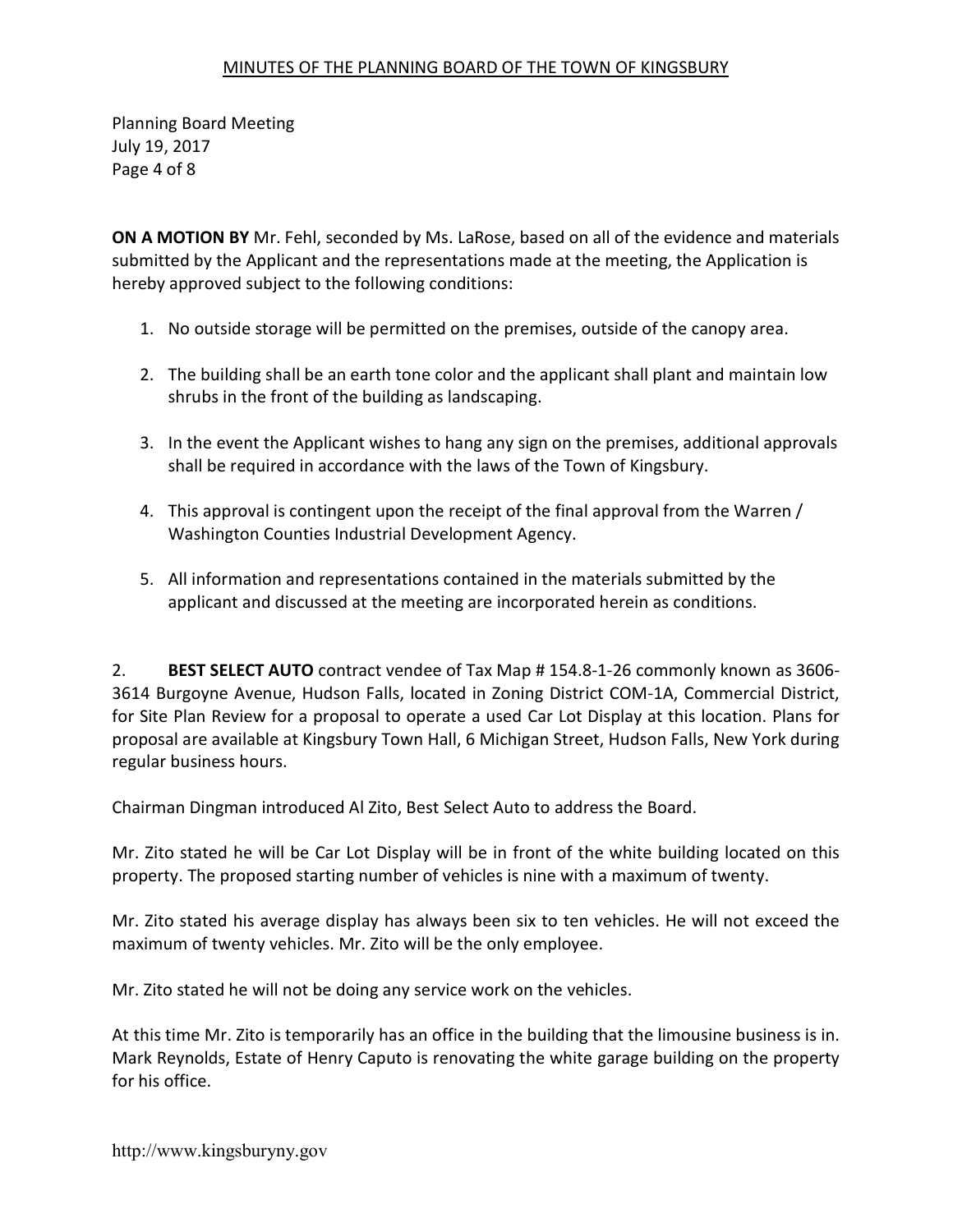**ON A MOTION BY** Mr. Fehl, seconded by Ms. LaRose, based on all of the evidence and materials submitted by the Applicant and the representations made at the meeting, the Application is hereby approved subject to the following conditions:

1. No outside storage will be permitted on the premises, outside of the canopy area.

2. The building shall be an earth tone color and the applicant shall plant and maintain low shrubs in the front of the building as landscaping.

3. In the event the Applicant wishes to hang any sign on the premises, additional approvals shall be required in accordance with the laws of the Town of Kingsbury.

4. This approval is contingent upon the receipt of the final approval from the Warren / Washington Counties Industrial Development Agency.

5. All information and representations contained in the materials submitted by the applicant and discussed at the meeting are incorporated herein as conditions.

2. **BEST SELECT AUTO** contract vendee of Tax Map # 154.8-1-26 commonly known as 3606-3614 Burgoyne Avenue, Hudson Falls, located in Zoning District COM-1A, Commercial District, for Site Plan Review for a proposal to operate a used Car Lot Display at this location. Plans for proposal are available at Kingsbury Town Hall, 6 Michigan Street, Hudson Falls, New York during regular business hours.

Chairman Dingman introduced Al Zito, Best Select Auto to address the Board.

Mr. Zito stated he will be Car Lot Display will be in front of the white building located on this property. The proposed starting number of vehicles is nine with a maximum of twenty.

Mr. Zito stated his average display has always been six to ten vehicles. He will not exceed the maximum of twenty vehicles. Mr. Zito will be the only employee.

Mr. Zito stated he will not be doing any service work on the vehicles.

At this time Mr. Zito is temporarily has an office in the building that the limousine business is in. Mark Reynolds, Estate of Henry Caputo is renovating the white garage building on the property for his office.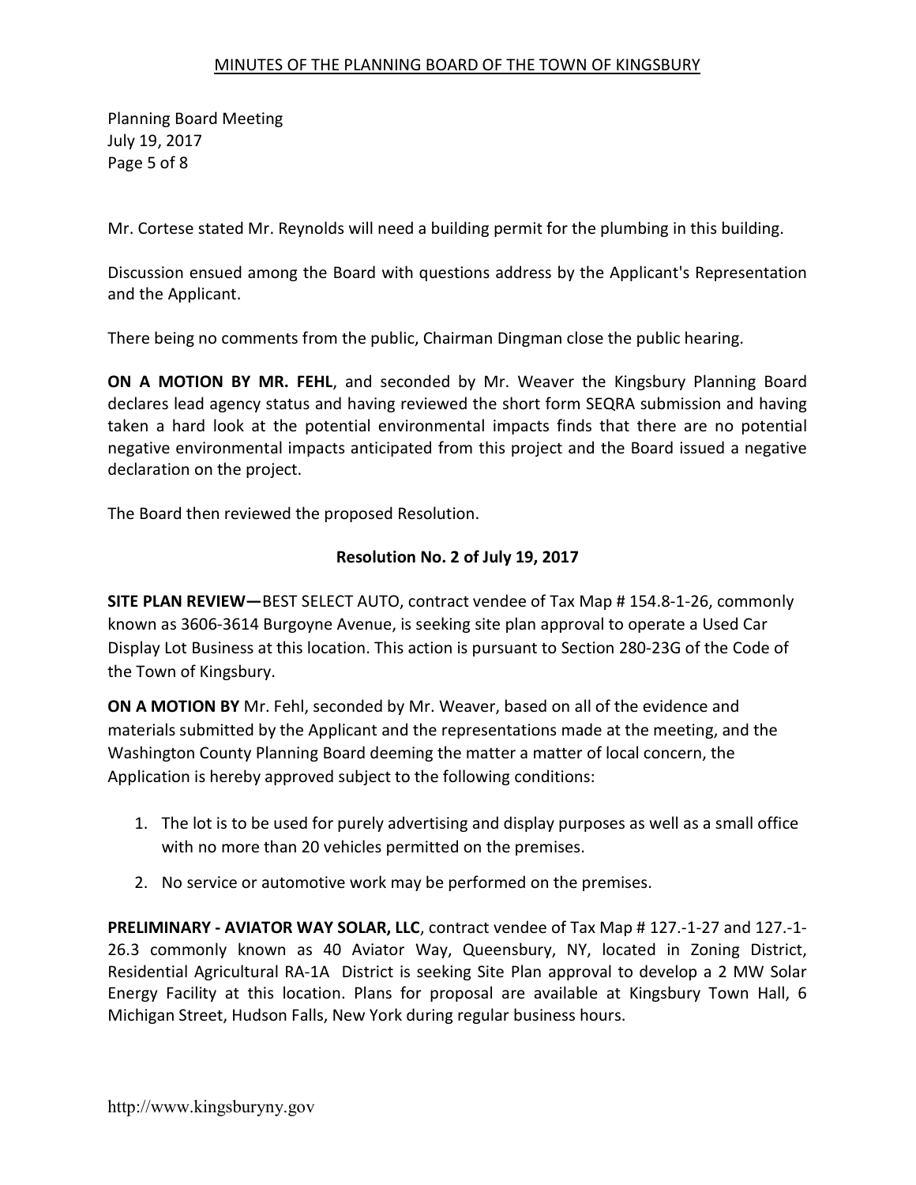Mr. Cortese stated Mr. Reynolds will need a building permit for the plumbing in this building.

Discussion ensued among the Board with questions address by the Applicant's Representation and the Applicant.

There being no comments from the public, Chairman Dingman close the public hearing.

**ON A MOTION BY MR. FEHL**, and seconded by Mr. Weaver the Kingsbury Planning Board declares lead agency status and having reviewed the short form SEQRA submission and having taken a hard look at the potential environmental impacts finds that there are no potential negative environmental impacts anticipated from this project and the Board issued a negative declaration on the project.

The Board then reviewed the proposed Resolution.

**Resolution No. 2 of July 19, 2017**

**SITE PLAN REVIEW—**BEST SELECT AUTO, contract vendee of Tax Map # 154.8-1-26, commonly known as 3606-3614 Burgoyne Avenue, is seeking site plan approval to operate a Used Car Display Lot Business at this location. This action is pursuant to Section 280-23G of the Code of the Town of Kingsbury.

**ON A MOTION BY** Mr. Fehl, seconded by Mr. Weaver, based on all of the evidence and materials submitted by the Applicant and the representations made at the meeting, and the Washington County Planning Board deeming the matter a matter of local concern, the Application is hereby approved subject to the following conditions:

1. The lot is to be used for purely advertising and display purposes as well as a small office with no more than 20 vehicles permitted on the premises.
2. No service or automotive work may be performed on the premises.

**PRELIMINARY - AVIATOR WAY SOLAR, LLC**, contract vendee of Tax Map # 127.-1-27 and 127.-1-26.3 commonly known as 40 Aviator Way, Queensbury, NY, located in Zoning District, Residential Agricultural RA-1A District is seeking Site Plan approval to develop a 2 MW Solar Energy Facility at this location. Plans for proposal are available at Kingsbury Town Hall, 6 Michigan Street, Hudson Falls, New York during regular business hours.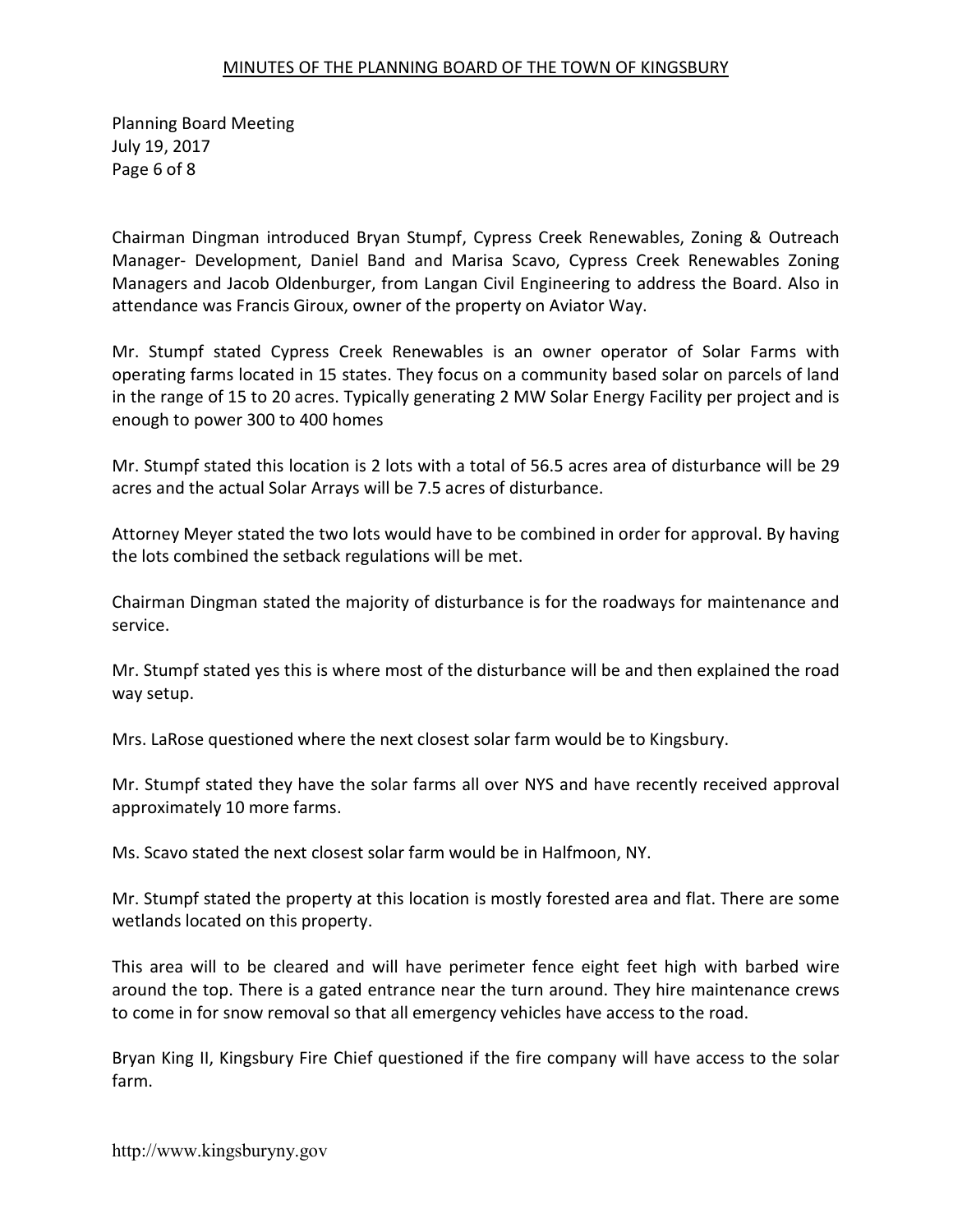Chairman Dingman introduced Bryan Stumpf, Cypress Creek Renewables, Zoning & Outreach Manager- Development, Daniel Band and Marisa Scavo, Cypress Creek Renewables Zoning Managers and Jacob Oldenburger, from Langan Civil Engineering to address the Board. Also in attendance was Francis Giroux, owner of the property on Aviator Way.

Mr. Stumpf stated Cypress Creek Renewables is an owner operator of Solar Farms with operating farms located in 15 states. They focus on a community based solar on parcels of land in the range of 15 to 20 acres. Typically generating 2 MW Solar Energy Facility per project and is enough to power 300 to 400 homes

Mr. Stumpf stated this location is 2 lots with a total of 56.5 acres area of disturbance will be 29 acres and the actual Solar Arrays will be 7.5 acres of disturbance.

Attorney Meyer stated the two lots would have to be combined in order for approval. By having the lots combined the setback regulations will be met.

Chairman Dingman stated the majority of disturbance is for the roadways for maintenance and service.

Mr. Stumpf stated yes this is where most of the disturbance will be and then explained the road way setup.

Mrs. LaRose questioned where the next closest solar farm would be to Kingsbury.

Mr. Stumpf stated they have the solar farms all over NYS and have recently received approval approximately 10 more farms.

Ms. Scavo stated the next closest solar farm would be in Halfmoon, NY.

Mr. Stumpf stated the property at this location is mostly forested area and flat. There are some wetlands located on this property.

This area will to be cleared and will have perimeter fence eight feet high with barbed wire around the top. There is a gated entrance near the turn around. They hire maintenance crews to come in for snow removal so that all emergency vehicles have access to the road.

Bryan King II, Kingsbury Fire Chief questioned if the fire company will have access to the solar farm.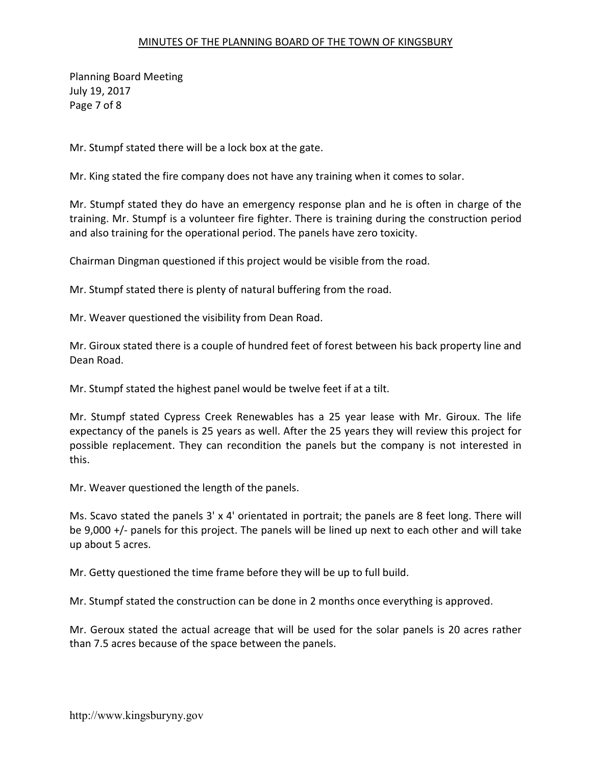Mr. Stumpf stated there will be a lock box at the gate.

Mr. King stated the fire company does not have any training when it comes to solar.

Mr. Stumpf stated they do have an emergency response plan and he is often in charge of the training. Mr. Stumpf is a volunteer fire fighter. There is training during the construction period and also training for the operational period. The panels have zero toxicity.

Chairman Dingman questioned if this project would be visible from the road.

Mr. Stumpf stated there is plenty of natural buffering from the road.

Mr. Weaver questioned the visibility from Dean Road.

Mr. Giroux stated there is a couple of hundred feet of forest between his back property line and Dean Road.

Mr. Stumpf stated the highest panel would be twelve feet if at a tilt.

Mr. Stumpf stated Cypress Creek Renewables has a 25 year lease with Mr. Giroux. The life expectancy of the panels is 25 years as well. After the 25 years they will review this project for possible replacement. They can recondition the panels but the company is not interested in this.

Mr. Weaver questioned the length of the panels.

Ms. Scavo stated the panels 3' x 4' orientated in portrait; the panels are 8 feet long. There will be 9,000 +/- panels for this project. The panels will be lined up next to each other and will take up about 5 acres.

Mr. Getty questioned the time frame before they will be up to full build.

Mr. Stumpf stated the construction can be done in 2 months once everything is approved.

Mr. Geroux stated the actual acreage that will be used for the solar panels is 20 acres rather than 7.5 acres because of the space between the panels.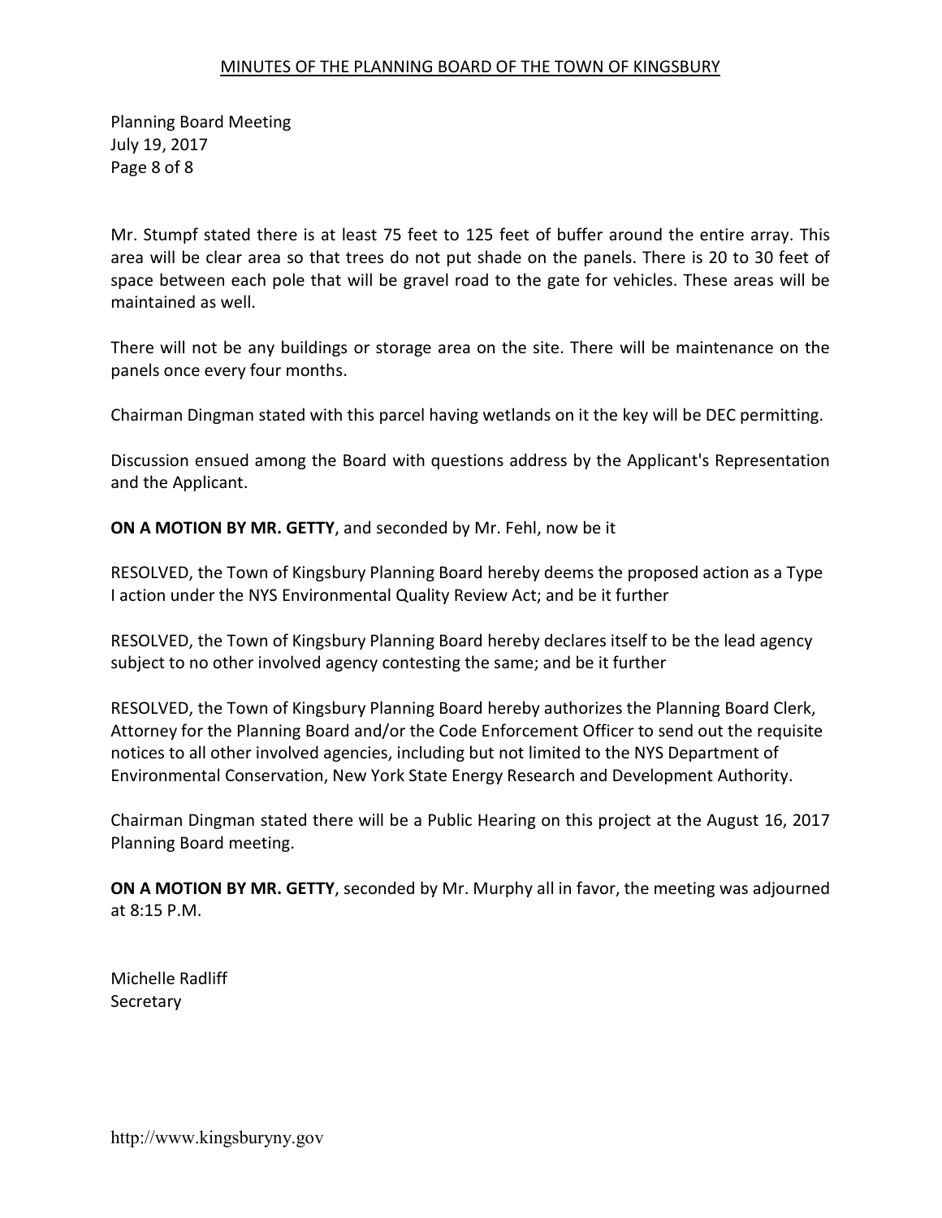Mr. Stumpf stated there is at least 75 feet to 125 feet of buffer around the entire array. This area will be clear area so that trees do not put shade on the panels. There is 20 to 30 feet of space between each pole that will be gravel road to the gate for vehicles. These areas will be maintained as well.

There will not be any buildings or storage area on the site. There will be maintenance on the panels once every four months.

Chairman Dingman stated with this parcel having wetlands on it the key will be DEC permitting.

Discussion ensued among the Board with questions address by the Applicant's Representation and the Applicant.

**ON A MOTION BY MR. GETTY**, and seconded by Mr. Fehl, now be it

RESOLVED, the Town of Kingsbury Planning Board hereby deems the proposed action as a Type I action under the NYS Environmental Quality Review Act; and be it further

RESOLVED, the Town of Kingsbury Planning Board hereby declares itself to be the lead agency subject to no other involved agency contesting the same; and be it further

RESOLVED, the Town of Kingsbury Planning Board hereby authorizes the Planning Board Clerk, Attorney for the Planning Board and/or the Code Enforcement Officer to send out the requisite notices to all other involved agencies, including but not limited to the NYS Department of Environmental Conservation, New York State Energy Research and Development Authority.

Chairman Dingman stated there will be a Public Hearing on this project at the August 16, 2017 Planning Board meeting.

**ON A MOTION BY MR. GETTY**, seconded by Mr. Murphy all in favor, the meeting was adjourned at 8:15 P.M.

Michelle Radliff
Secretary